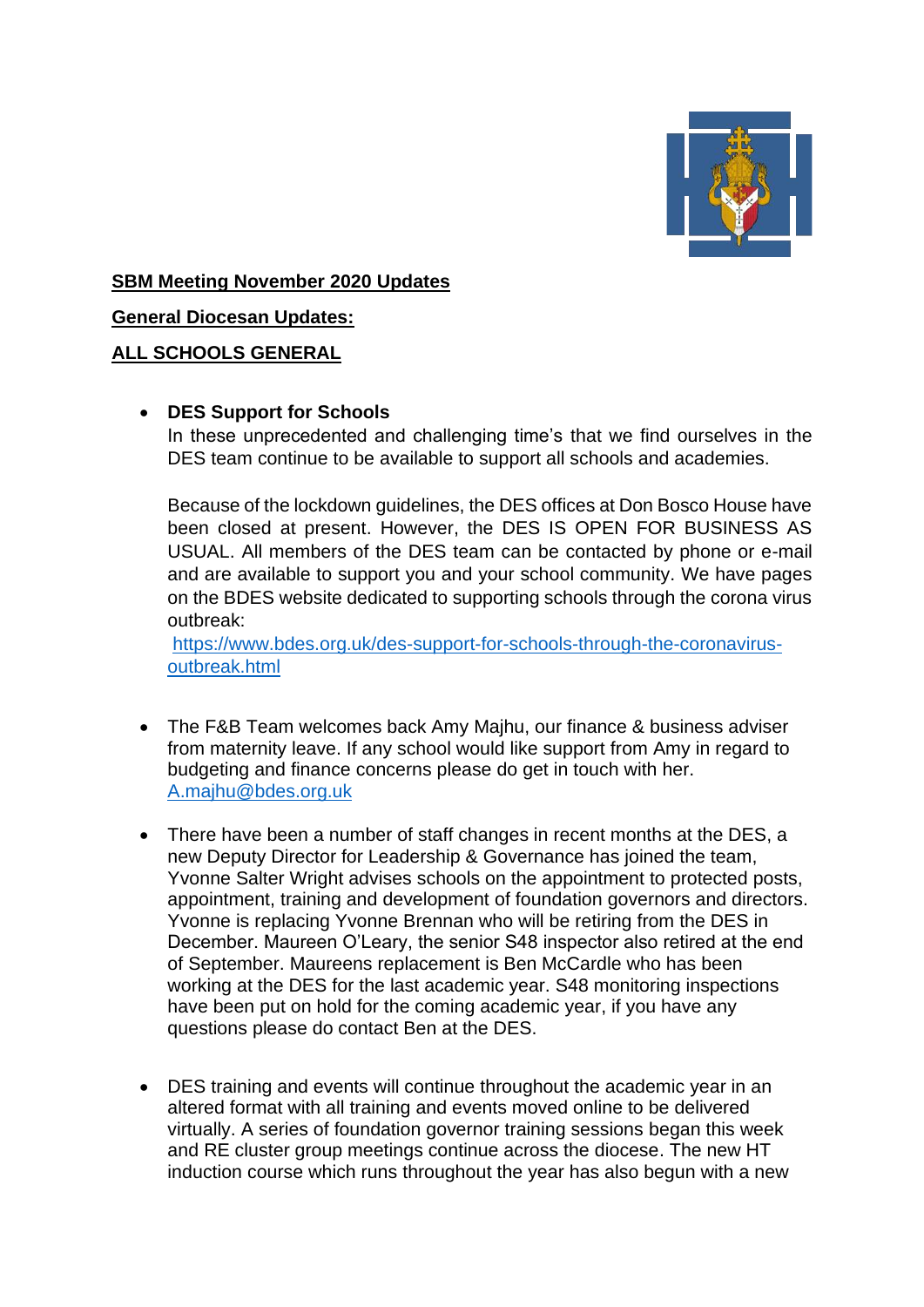**SBM Meeting November 2020 Updates**

**General Diocesan Updates:**

**ALL SCHOOLS GENERAL**

- **DES Support for Schools**
  In these unprecedented and challenging time's that we find ourselves in the DES team continue to be available to support all schools and academies.

  Because of the lockdown guidelines, the DES offices at Don Bosco House have been closed at present. However, the DES IS OPEN FOR BUSINESS AS USUAL. All members of the DES team can be contacted by phone or e-mail and are available to support you and your school community. We have pages on the BDES website dedicated to supporting schools through the corona virus outbreak:
  https://www.bdes.org.uk/des-support-for-schools-through-the-coronavirus-outbreak.html

- The F&B Team welcomes back Amy Majhu, our finance & business adviser from maternity leave. If any school would like support from Amy in regard to budgeting and finance concerns please do get in touch with her. A.majhu@bdes.org.uk

- There have been a number of staff changes in recent months at the DES, a new Deputy Director for Leadership & Governance has joined the team, Yvonne Salter Wright advises schools on the appointment to protected posts, appointment, training and development of foundation governors and directors. Yvonne is replacing Yvonne Brennan who will be retiring from the DES in December. Maureen O'Leary, the senior S48 inspector also retired at the end of September. Maureens replacement is Ben McCardle who has been working at the DES for the last academic year. S48 monitoring inspections have been put on hold for the coming academic year, if you have any questions please do contact Ben at the DES.

- DES training and events will continue throughout the academic year in an altered format with all training and events moved online to be delivered virtually. A series of foundation governor training sessions began this week and RE cluster group meetings continue across the diocese. The new HT induction course which runs throughout the year has also begun with a new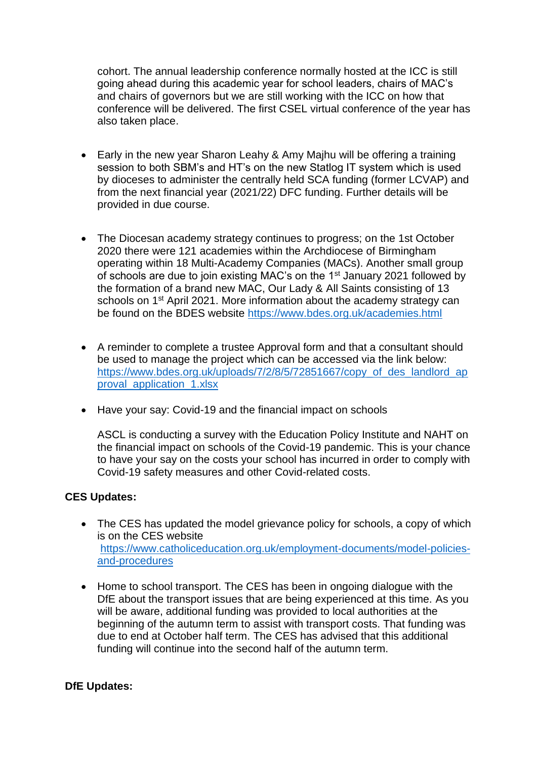cohort. The annual leadership conference normally hosted at the ICC is still going ahead during this academic year for school leaders, chairs of MAC's and chairs of governors but we are still working with the ICC on how that conference will be delivered. The first CSEL virtual conference of the year has also taken place.

- Early in the new year Sharon Leahy & Amy Majhu will be offering a training session to both SBM's and HT's on the new Statlog IT system which is used by dioceses to administer the centrally held SCA funding (former LCVAP) and from the next financial year (2021/22) DFC funding. Further details will be provided in due course.

- The Diocesan academy strategy continues to progress; on the 1st October 2020 there were 121 academies within the Archdiocese of Birmingham operating within 18 Multi-Academy Companies (MACs). Another small group of schools are due to join existing MAC's on the 1st January 2021 followed by the formation of a brand new MAC, Our Lady & All Saints consisting of 13 schools on 1st April 2021. More information about the academy strategy can be found on the BDES website https://www.bdes.org.uk/academies.html

- A reminder to complete a trustee Approval form and that a consultant should be used to manage the project which can be accessed via the link below: https://www.bdes.org.uk/uploads/7/2/8/5/72851667/copy_of_des_landlord_approval_application_1.xlsx

- Have your say: Covid-19 and the financial impact on schools

  ASCL is conducting a survey with the Education Policy Institute and NAHT on the financial impact on schools of the Covid-19 pandemic. This is your chance to have your say on the costs your school has incurred in order to comply with Covid-19 safety measures and other Covid-related costs.

**CES Updates:**

- The CES has updated the model grievance policy for schools, a copy of which is on the CES website https://www.catholiceducation.org.uk/employment-documents/model-policies-and-procedures

- Home to school transport. The CES has been in ongoing dialogue with the DfE about the transport issues that are being experienced at this time. As you will be aware, additional funding was provided to local authorities at the beginning of the autumn term to assist with transport costs. That funding was due to end at October half term. The CES has advised that this additional funding will continue into the second half of the autumn term.

**DfE Updates:**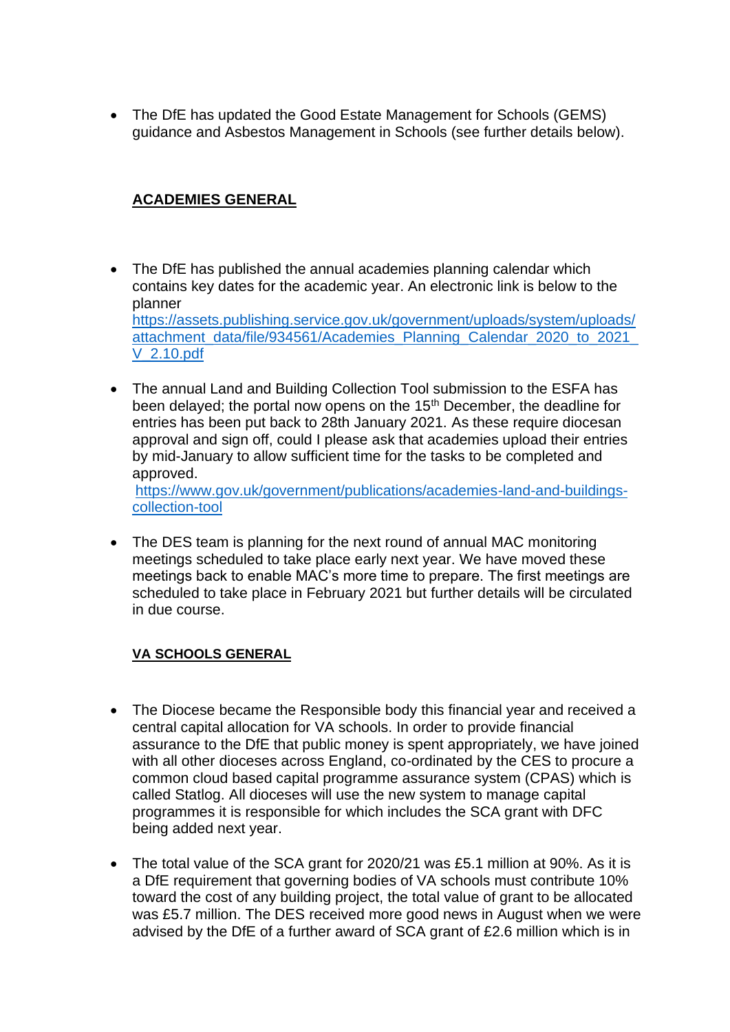- The DfE has updated the Good Estate Management for Schools (GEMS) guidance and Asbestos Management in Schools (see further details below).

## ACADEMIES GENERAL

- The DfE has published the annual academies planning calendar which contains key dates for the academic year. An electronic link is below to the planner https://assets.publishing.service.gov.uk/government/uploads/system/uploads/attachment_data/file/934561/Academies_Planning_Calendar_2020_to_2021_V_2.10.pdf

- The annual Land and Building Collection Tool submission to the ESFA has been delayed; the portal now opens on the 15th December, the deadline for entries has been put back to 28th January 2021. As these require diocesan approval and sign off, could I please ask that academies upload their entries by mid-January to allow sufficient time for the tasks to be completed and approved.
 https://www.gov.uk/government/publications/academies-land-and-buildings-collection-tool

- The DES team is planning for the next round of annual MAC monitoring meetings scheduled to take place early next year. We have moved these meetings back to enable MAC's more time to prepare. The first meetings are scheduled to take place in February 2021 but further details will be circulated in due course.

## VA SCHOOLS GENERAL

- The Diocese became the Responsible body this financial year and received a central capital allocation for VA schools. In order to provide financial assurance to the DfE that public money is spent appropriately, we have joined with all other dioceses across England, co-ordinated by the CES to procure a common cloud based capital programme assurance system (CPAS) which is called Statlog. All dioceses will use the new system to manage capital programmes it is responsible for which includes the SCA grant with DFC being added next year.

- The total value of the SCA grant for 2020/21 was £5.1 million at 90%. As it is a DfE requirement that governing bodies of VA schools must contribute 10% toward the cost of any building project, the total value of grant to be allocated was £5.7 million. The DES received more good news in August when we were advised by the DfE of a further award of SCA grant of £2.6 million which is in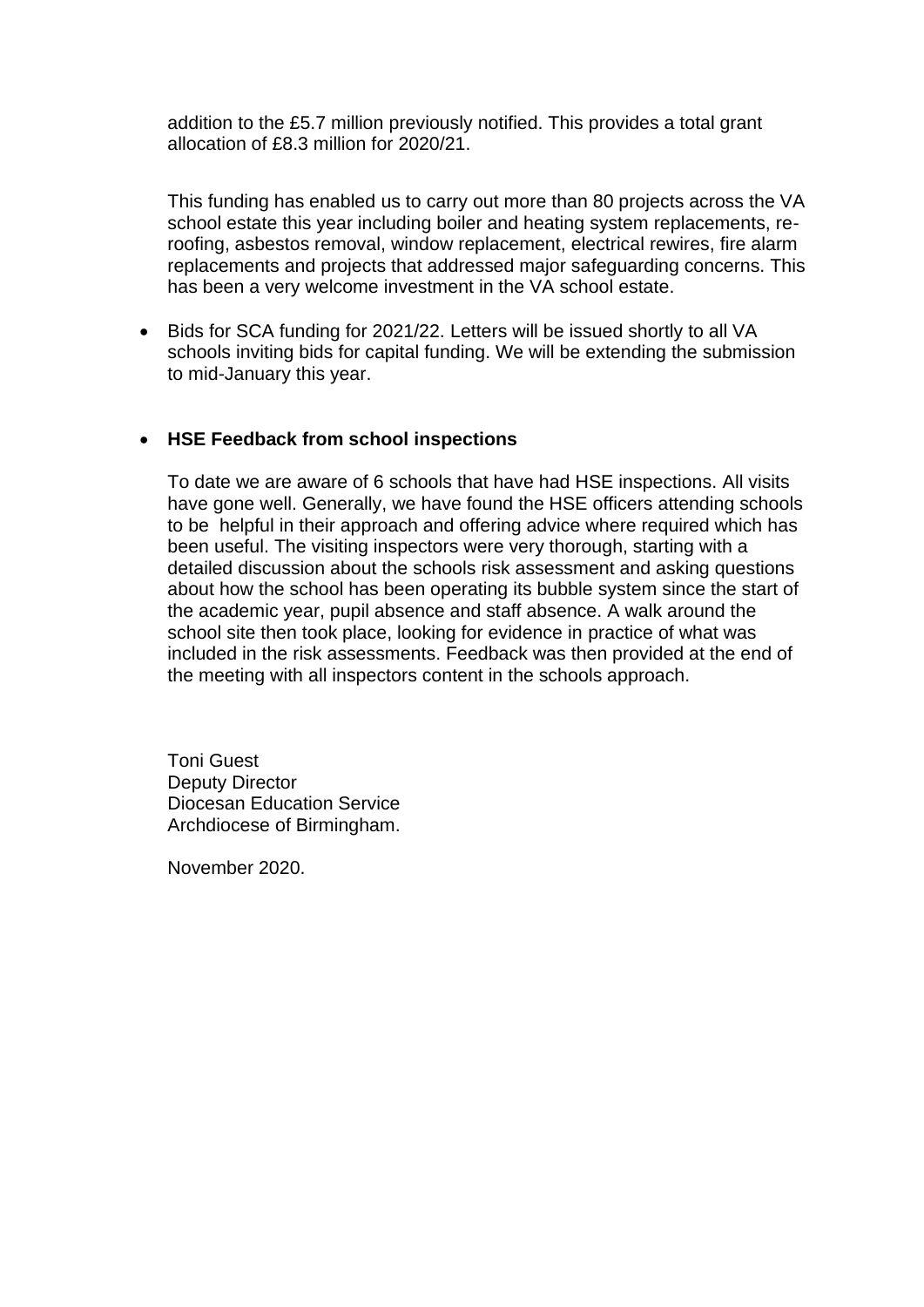addition to the £5.7 million previously notified. This provides a total grant allocation of £8.3 million for 2020/21.

This funding has enabled us to carry out more than 80 projects across the VA school estate this year including boiler and heating system replacements, re-roofing, asbestos removal, window replacement, electrical rewires, fire alarm replacements and projects that addressed major safeguarding concerns. This has been a very welcome investment in the VA school estate.

- Bids for SCA funding for 2021/22. Letters will be issued shortly to all VA schools inviting bids for capital funding. We will be extending the submission to mid-January this year.

- **HSE Feedback from school inspections**

  To date we are aware of 6 schools that have had HSE inspections. All visits have gone well. Generally, we have found the HSE officers attending schools to be helpful in their approach and offering advice where required which has been useful. The visiting inspectors were very thorough, starting with a detailed discussion about the schools risk assessment and asking questions about how the school has been operating its bubble system since the start of the academic year, pupil absence and staff absence. A walk around the school site then took place, looking for evidence in practice of what was included in the risk assessments. Feedback was then provided at the end of the meeting with all inspectors content in the schools approach.

Toni Guest
Deputy Director
Diocesan Education Service
Archdiocese of Birmingham.

November 2020.